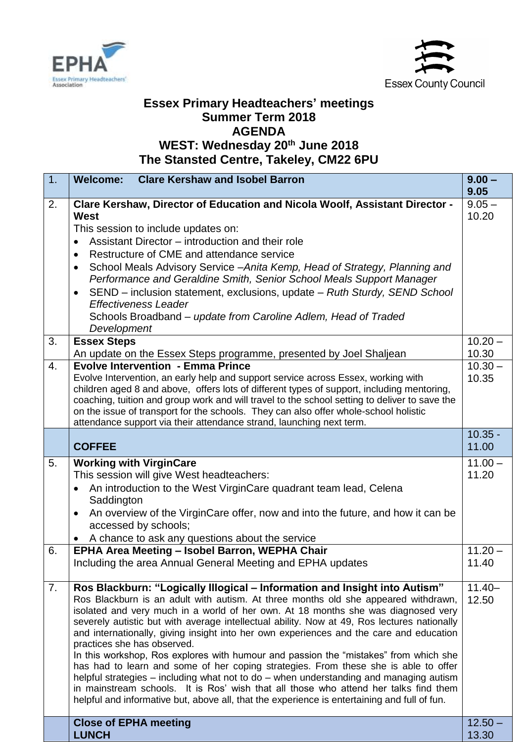EPHA Essex Primary Headteachers' Association

Essex County Council

# Essex Primary Headteachers' meetings
## Summer Term 2018
## AGENDA
## WEST: Wednesday 20th June 2018
## The Stansted Centre, Takeley, CM22 6PU

| | | |
|---|---|---|
| 1. | **Welcome: Clare Kershaw and Isobel Barron** | **9.00 – 9.05** |
| 2. | **Clare Kershaw, Director of Education and Nicola Woolf, Assistant Director - West**<br>This session to include updates on:<br>• Assistant Director – introduction and their role<br>• Restructure of CME and attendance service<br>• School Meals Advisory Service –*Anita Kemp, Head of Strategy, Planning and Performance and Geraldine Smith, Senior School Meals Support Manager*<br>• SEND – inclusion statement, exclusions, update – *Ruth Sturdy, SEND School Effectiveness Leader*<br>Schools Broadband – *update from Caroline Adlem, Head of Traded Development* | 9.05 – 10.20 |
| 3. | **Essex Steps**<br>An update on the Essex Steps programme, presented by Joel Shaljean | 10.20 – 10.30 |
| 4. | **Evolve Intervention - Emma Prince**<br>Evolve Intervention, an early help and support service across Essex, working with children aged 8 and above, offers lots of different types of support, including mentoring, coaching, tuition and group work and will travel to the school setting to deliver to save the on the issue of transport for the schools. They can also offer whole-school holistic attendance support via their attendance strand, launching next term. | 10.30 – 10.35 |
| | **COFFEE** | 10.35 - 11.00 |
| 5. | **Working with VirginCare**<br>This session will give West headteachers:<br>• An introduction to the West VirginCare quadrant team lead, Celena Saddington<br>• An overview of the VirginCare offer, now and into the future, and how it can be accessed by schools;<br>• A chance to ask any questions about the service | 11.00 – 11.20 |
| 6. | **EPHA Area Meeting – Isobel Barron, WEPHA Chair**<br>Including the area Annual General Meeting and EPHA updates | 11.20 – 11.40 |
| 7. | **Ros Blackburn: "Logically Illogical – Information and Insight into Autism"**<br>Ros Blackburn is an adult with autism. At three months old she appeared withdrawn, isolated and very much in a world of her own. At 18 months she was diagnosed very severely autistic but with average intellectual ability. Now at 49, Ros lectures nationally and internationally, giving insight into her own experiences and the care and education practices she has observed.<br>In this workshop, Ros explores with humour and passion the "mistakes" from which she has had to learn and some of her coping strategies. From these she is able to offer helpful strategies – including what not to do – when understanding and managing autism in mainstream schools. It is Ros' wish that all those who attend her talks find them helpful and informative but, above all, that the experience is entertaining and full of fun. | 11.40– 12.50 |
| | **Close of EPHA meeting**<br>**LUNCH** | 12.50 – 13.30 |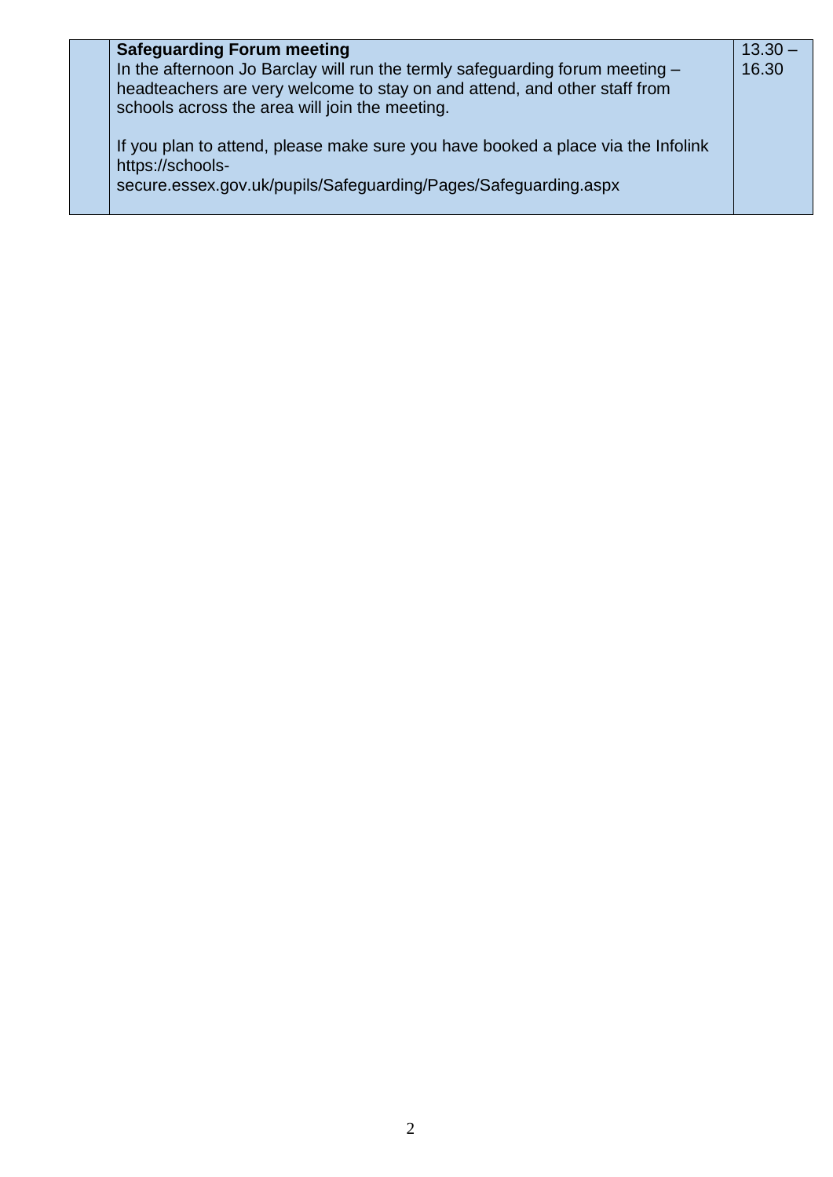| | | |
|---|---|---|
| | **Safeguarding Forum meeting**<br>In the afternoon Jo Barclay will run the termly safeguarding forum meeting – headteachers are very welcome to stay on and attend, and other staff from schools across the area will join the meeting.<br><br>If you plan to attend, please make sure you have booked a place via the Infolink https://schools-secure.essex.gov.uk/pupils/Safeguarding/Pages/Safeguarding.aspx | 13.30 – 16.30 |